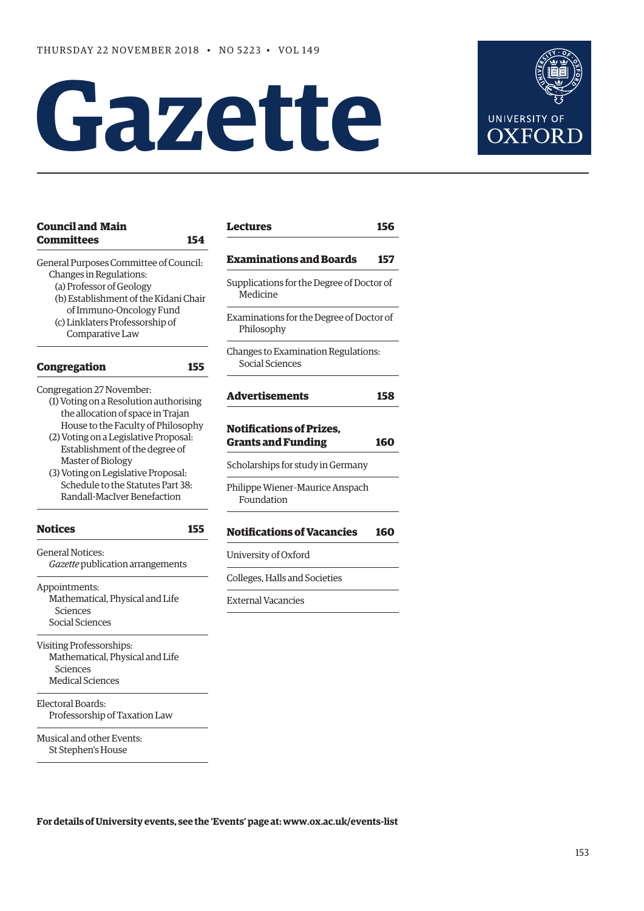THURSDAY 22 NOVEMBER 2018 • NO 5223 • VOL 149

# Gazette

UNIVERSITY OF OXFORD

**Council and Main Committees** **154**

General Purposes Committee of Council:
- Changes in Regulations:
  - (a) Professor of Geology
  - (b) Establishment of the Kidani Chair of Immuno-Oncology Fund
  - (c) Linklaters Professorship of Comparative Law

**Congregation** **155**

Congregation 27 November:
- (1) Voting on a Resolution authorising the allocation of space in Trajan House to the Faculty of Philosophy
- (2) Voting on a Legislative Proposal: Establishment of the degree of Master of Biology
- (3) Voting on Legislative Proposal: Schedule to the Statutes Part 38: Randall-MacIver Benefaction

**Notices** **155**

General Notices:
- *Gazette* publication arrangements

Appointments:
- Mathematical, Physical and Life Sciences
- Social Sciences

Visiting Professorships:
- Mathematical, Physical and Life Sciences
- Medical Sciences

Electoral Boards:
- Professorship of Taxation Law

Musical and other Events:
- St Stephen's House

**Lectures** **156**

**Examinations and Boards** **157**

Supplications for the Degree of Doctor of Medicine

Examinations for the Degree of Doctor of Philosophy

Changes to Examination Regulations: Social Sciences

**Advertisements** **158**

**Notifications of Prizes, Grants and Funding** **160**

Scholarships for study in Germany

Philippe Wiener–Maurice Anspach Foundation

**Notifications of Vacancies** **160**

University of Oxford

Colleges, Halls and Societies

External Vacancies

**For details of University events, see the 'Events' page at: www.ox.ac.uk/events-list**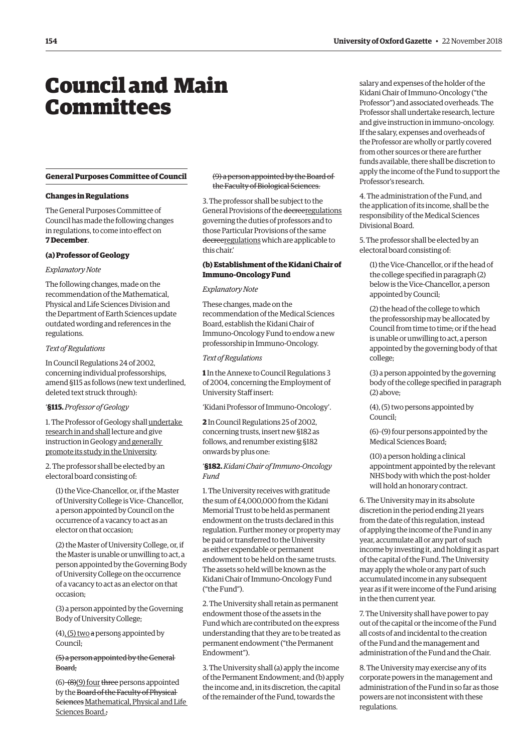# Council and Main Committees

## General Purposes Committee of Council

### Changes in Regulations

The General Purposes Committee of Council has made the following changes in regulations, to come into effect on **7 December**.

### (a) Professor of Geology

*Explanatory Note*

The following changes, made on the recommendation of the Mathematical, Physical and Life Sciences Division and the Department of Earth Sciences update outdated wording and references in the regulations.

*Text of Regulations*

In Council Regulations 24 of 2002, concerning individual professorships, amend §115 as follows (new text underlined, deleted text struck through):

'**§115.** *Professor of Geology*

1. The Professor of Geology shall <u>undertake research in and shall</u> lecture and give instruction in Geology <u>and generally promote its study in the University</u>.

2. The professor shall be elected by an electoral board consisting of:

(1) the Vice-Chancellor, or, if the Master of University College is Vice- Chancellor, a person appointed by Council on the occurrence of a vacancy to act as an elector on that occasion;

(2) the Master of University College, or, if the Master is unable or unwilling to act, a person appointed by the Governing Body of University College on the occurrence of a vacancy to act as an elector on that occasion;

(3) a person appointed by the Governing Body of University College;

(4)<u>, (5) two</u> ~~a~~ person<u>s</u> appointed by Council;

~~(5) a person appointed by the General Board;~~

(6)~~–(8)~~<u>–(9) four</u> ~~three~~ persons appointed by the ~~Board of the Faculty of Physical Sciences~~ <u>Mathematical, Physical and Life Sciences Board.</u>~~;~~

~~(9) a person appointed by the Board of the Faculty of Biological Sciences.~~

3. The professor shall be subject to the General Provisions of the ~~decree~~<u>regulations</u> governing the duties of professors and to those Particular Provisions of the same ~~decree~~<u>regulations</u> which are applicable to this chair.'

### (b) Establishment of the Kidani Chair of Immuno-Oncology Fund

*Explanatory Note*

These changes, made on the recommendation of the Medical Sciences Board, establish the Kidani Chair of Immuno-Oncology Fund to endow a new professorship in Immuno-Oncology.

*Text of Regulations*

**1** In the Annexe to Council Regulations 3 of 2004, concerning the Employment of University Staff insert:

'Kidani Professor of Immuno-Oncology'.

**2** In Council Regulations 25 of 2002, concerning trusts, insert new §182 as follows, and renumber existing §182 onwards by plus one:

'**§182.** *Kidani Chair of Immuno-Oncology Fund*

1. The University receives with gratitude the sum of £4,000,000 from the Kidani Memorial Trust to be held as permanent endowment on the trusts declared in this regulation. Further money or property may be paid or transferred to the University as either expendable or permanent endowment to be held on the same trusts. The assets so held will be known as the Kidani Chair of Immuno-Oncology Fund ("the Fund").

2. The University shall retain as permanent endowment those of the assets in the Fund which are contributed on the express understanding that they are to be treated as permanent endowment ("the Permanent Endowment").

3. The University shall (a) apply the income of the Permanent Endowment; and (b) apply the income and, in its discretion, the capital of the remainder of the Fund, towards the salary and expenses of the holder of the Kidani Chair of Immuno-Oncology ("the Professor") and associated overheads. The Professor shall undertake research, lecture and give instruction in immuno-oncology. If the salary, expenses and overheads of the Professor are wholly or partly covered from other sources or there are further funds available, there shall be discretion to apply the income of the Fund to support the Professor's research.

4. The administration of the Fund, and the application of its income, shall be the responsibility of the Medical Sciences Divisional Board.

5. The professor shall be elected by an electoral board consisting of:

(1) the Vice-Chancellor, or if the head of the college specified in paragraph (2) below is the Vice-Chancellor, a person appointed by Council;

(2) the head of the college to which the professorship may be allocated by Council from time to time; or if the head is unable or unwilling to act, a person appointed by the governing body of that college;

(3) a person appointed by the governing body of the college specified in paragraph (2) above;

(4), (5) two persons appointed by Council;

(6)–(9) four persons appointed by the Medical Sciences Board;

(10) a person holding a clinical appointment appointed by the relevant NHS body with which the post-holder will hold an honorary contract.

6. The University may in its absolute discretion in the period ending 21 years from the date of this regulation, instead of applying the income of the Fund in any year, accumulate all or any part of such income by investing it, and holding it as part of the capital of the Fund. The University may apply the whole or any part of such accumulated income in any subsequent year as if it were income of the Fund arising in the then current year.

7. The University shall have power to pay out of the capital or the income of the Fund all costs of and incidental to the creation of the Fund and the management and administration of the Fund and the Chair.

8. The University may exercise any of its corporate powers in the management and administration of the Fund in so far as those powers are not inconsistent with these regulations.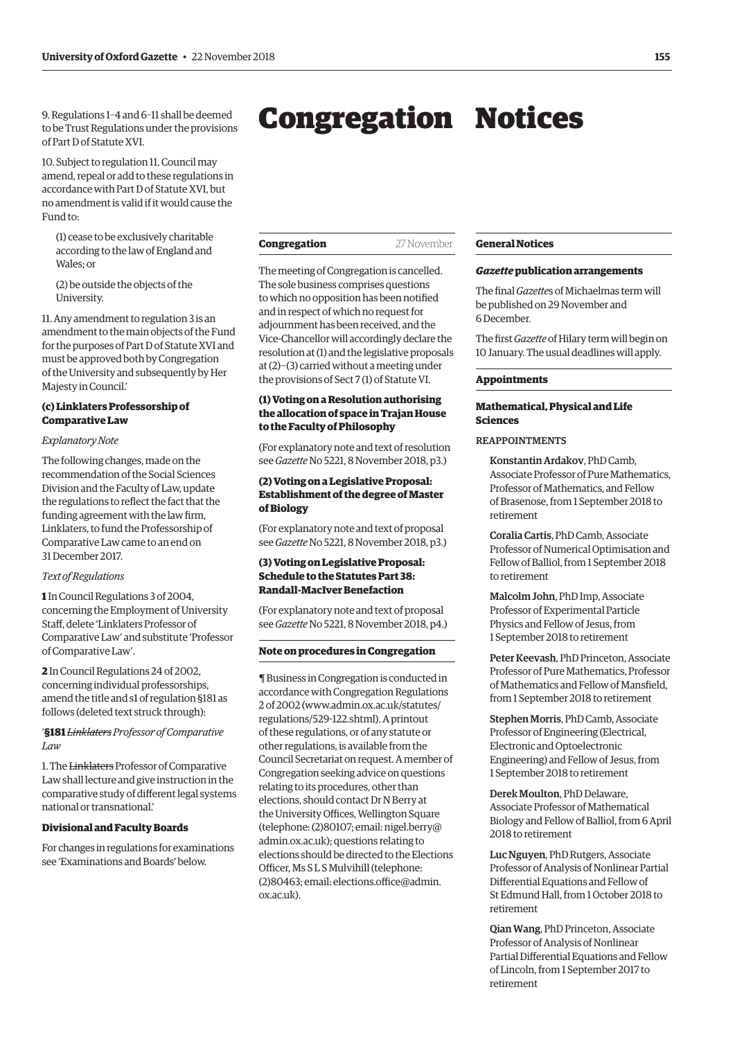9. Regulations 1–4 and 6–11 shall be deemed to be Trust Regulations under the provisions of Part D of Statute XVI.

10. Subject to regulation 11, Council may amend, repeal or add to these regulations in accordance with Part D of Statute XVI, but no amendment is valid if it would cause the Fund to:

(1) cease to be exclusively charitable according to the law of England and Wales; or

(2) be outside the objects of the University.

11. Any amendment to regulation 3 is an amendment to the main objects of the Fund for the purposes of Part D of Statute XVI and must be approved both by Congregation of the University and subsequently by Her Majesty in Council.'

### (c) Linklaters Professorship of Comparative Law

*Explanatory Note*

The following changes, made on the recommendation of the Social Sciences Division and the Faculty of Law, update the regulations to reflect the fact that the funding agreement with the law firm, Linklaters, to fund the Professorship of Comparative Law came to an end on 31 December 2017.

*Text of Regulations*

**1** In Council Regulations 3 of 2004, concerning the Employment of University Staff, delete 'Linklaters Professor of Comparative Law' and substitute 'Professor of Comparative Law'.

**2** In Council Regulations 24 of 2002, concerning individual professorships, amend the title and s1 of regulation §181 as follows (deleted text struck through):

'**§181** *~~Linklaters~~ Professor of Comparative Law*

1. The ~~Linklaters~~ Professor of Comparative Law shall lecture and give instruction in the comparative study of different legal systems national or transnational.'

### Divisional and Faculty Boards

For changes in regulations for examinations see 'Examinations and Boards' below.

# Congregation Notices

## Congregation — 27 November

The meeting of Congregation is cancelled. The sole business comprises questions to which no opposition has been notified and in respect of which no request for adjournment has been received, and the Vice-Chancellor will accordingly declare the resolution at (1) and the legislative proposals at (2)–(3) carried without a meeting under the provisions of Sect 7 (1) of Statute VI.

### (1) Voting on a Resolution authorising the allocation of space in Trajan House to the Faculty of Philosophy

(For explanatory note and text of resolution see *Gazette* No 5221, 8 November 2018, p3.)

### (2) Voting on a Legislative Proposal: Establishment of the degree of Master of Biology

(For explanatory note and text of proposal see *Gazette* No 5221, 8 November 2018, p3.)

### (3) Voting on Legislative Proposal: Schedule to the Statutes Part 38: Randall-MacIver Benefaction

(For explanatory note and text of proposal see *Gazette* No 5221, 8 November 2018, p4.)

## Note on procedures in Congregation

¶ Business in Congregation is conducted in accordance with Congregation Regulations 2 of 2002 (www.admin.ox.ac.uk/statutes/regulations/529-122.shtml). A printout of these regulations, or of any statute or other regulations, is available from the Council Secretariat on request. A member of Congregation seeking advice on questions relating to its procedures, other than elections, should contact Dr N Berry at the University Offices, Wellington Square (telephone: (2)80107; email: nigel.berry@admin.ox.ac.uk); questions relating to elections should be directed to the Elections Officer, Ms S L S Mulvihill (telephone: (2)80463; email: elections.office@admin.ox.ac.uk).

## General Notices

### *Gazette* publication arrangements

The final *Gazette*s of Michaelmas term will be published on 29 November and 6 December.

The first *Gazette* of Hilary term will begin on 10 January. The usual deadlines will apply.

## Appointments

### Mathematical, Physical and Life Sciences

REAPPOINTMENTS

Konstantin Ardakov, PhD Camb, Associate Professor of Pure Mathematics, Professor of Mathematics, and Fellow of Brasenose, from 1 September 2018 to retirement

Coralia Cartis, PhD Camb, Associate Professor of Numerical Optimisation and Fellow of Balliol, from 1 September 2018 to retirement

Malcolm John, PhD Imp, Associate Professor of Experimental Particle Physics and Fellow of Jesus, from 1 September 2018 to retirement

Peter Keevash, PhD Princeton, Associate Professor of Pure Mathematics, Professor of Mathematics and Fellow of Mansfield, from 1 September 2018 to retirement

Stephen Morris, PhD Camb, Associate Professor of Engineering (Electrical, Electronic and Optoelectronic Engineering) and Fellow of Jesus, from 1 September 2018 to retirement

Derek Moulton, PhD Delaware, Associate Professor of Mathematical Biology and Fellow of Balliol, from 6 April 2018 to retirement

Luc Nguyen, PhD Rutgers, Associate Professor of Analysis of Nonlinear Partial Differential Equations and Fellow of St Edmund Hall, from 1 October 2018 to retirement

Qian Wang, PhD Princeton, Associate Professor of Analysis of Nonlinear Partial Differential Equations and Fellow of Lincoln, from 1 September 2017 to retirement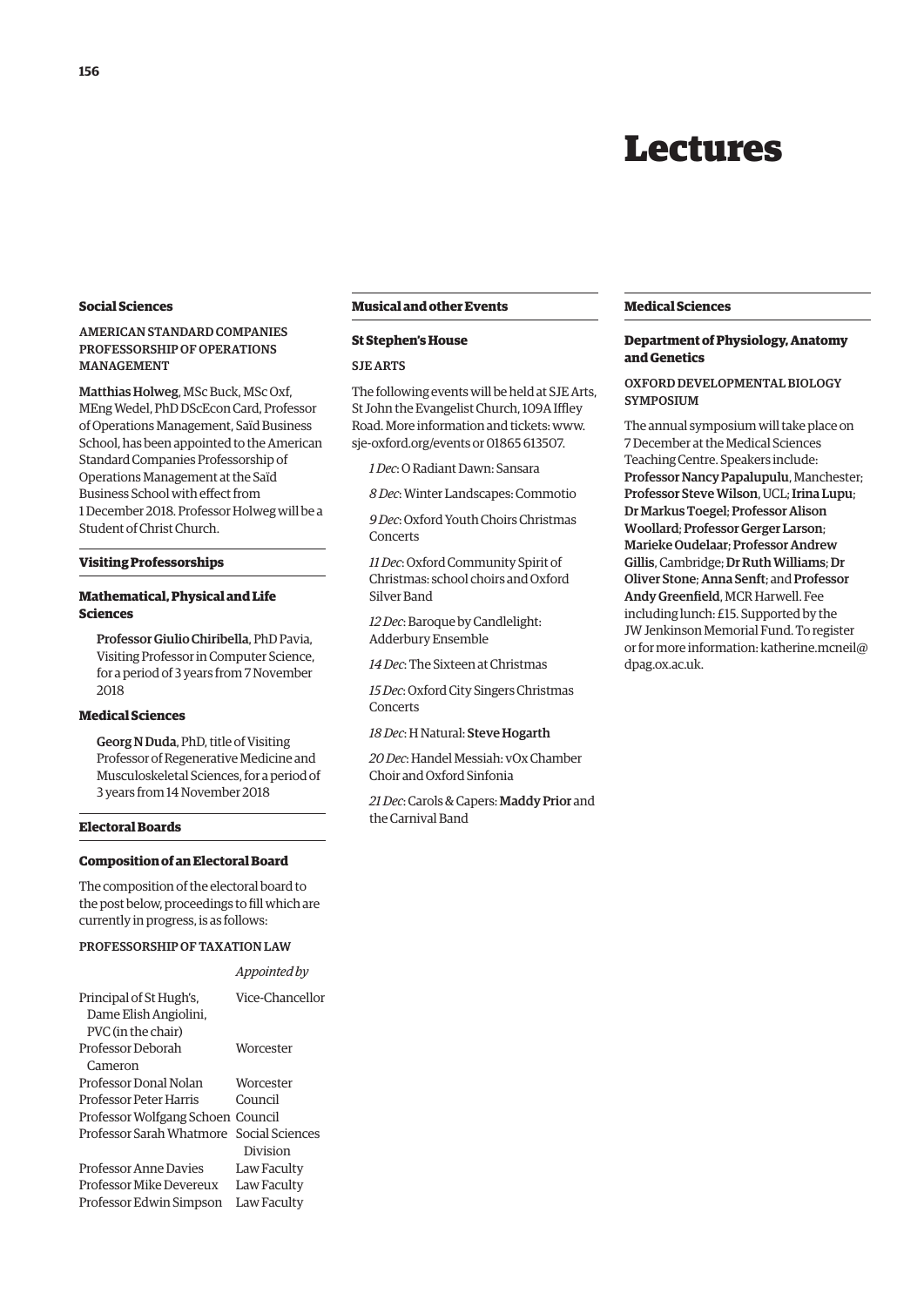# Lectures

## Social Sciences

### AMERICAN STANDARD COMPANIES PROFESSORSHIP OF OPERATIONS MANAGEMENT

**Matthias Holweg**, MSc Buck, MSc Oxf, MEng Wedel, PhD DScEcon Card, Professor of Operations Management, Saïd Business School, has been appointed to the American Standard Companies Professorship of Operations Management at the Saïd Business School with effect from 1 December 2018. Professor Holweg will be a Student of Christ Church.

## Visiting Professorships

### Mathematical, Physical and Life Sciences

**Professor Giulio Chiribella**, PhD Pavia, Visiting Professor in Computer Science, for a period of 3 years from 7 November 2018

### Medical Sciences

**Georg N Duda**, PhD, title of Visiting Professor of Regenerative Medicine and Musculoskeletal Sciences, for a period of 3 years from 14 November 2018

## Electoral Boards

### Composition of an Electoral Board

The composition of the electoral board to the post below, proceedings to fill which are currently in progress, is as follows:

#### PROFESSORSHIP OF TAXATION LAW

| | *Appointed by* |
|---|---|
| Principal of St Hugh's, Dame Elish Angiolini, PVC (in the chair) | Vice-Chancellor |
| Professor Deborah Cameron | Worcester |
| Professor Donal Nolan | Worcester |
| Professor Peter Harris | Council |
| Professor Wolfgang Schoen | Council |
| Professor Sarah Whatmore | Social Sciences Division |
| Professor Anne Davies | Law Faculty |
| Professor Mike Devereux | Law Faculty |
| Professor Edwin Simpson | Law Faculty |

## Musical and other Events

### St Stephen's House

#### SJE ARTS

The following events will be held at SJE Arts, St John the Evangelist Church, 109A Iffley Road. More information and tickets: www.sje-oxford.org/events or 01865 613507.

*1 Dec*: O Radiant Dawn: Sansara

*8 Dec*: Winter Landscapes: Commotio

*9 Dec*: Oxford Youth Choirs Christmas Concerts

*11 Dec*: Oxford Community Spirit of Christmas: school choirs and Oxford Silver Band

*12 Dec*: Baroque by Candlelight: Adderbury Ensemble

*14 Dec*: The Sixteen at Christmas

*15 Dec*: Oxford City Singers Christmas Concerts

*18 Dec*: H Natural: **Steve Hogarth**

*20 Dec*: Handel Messiah: vOx Chamber Choir and Oxford Sinfonia

*21 Dec*: Carols & Capers: **Maddy Prior** and the Carnival Band

## Medical Sciences

### Department of Physiology, Anatomy and Genetics

#### OXFORD DEVELOPMENTAL BIOLOGY SYMPOSIUM

The annual symposium will take place on 7 December at the Medical Sciences Teaching Centre. Speakers include: **Professor Nancy Papalupulu**, Manchester; **Professor Steve Wilson**, UCL; **Irina Lupu**; **Dr Markus Toegel**; **Professor Alison Woollard**; **Professor Gerger Larson**; **Marieke Oudelaar**; **Professor Andrew Gillis**, Cambridge; **Dr Ruth Williams**; **Dr Oliver Stone**; **Anna Senft**; and **Professor Andy Greenfield**, MCR Harwell. Fee including lunch: £15. Supported by the JW Jenkinson Memorial Fund. To register or for more information: katherine.mcneil@dpag.ox.ac.uk.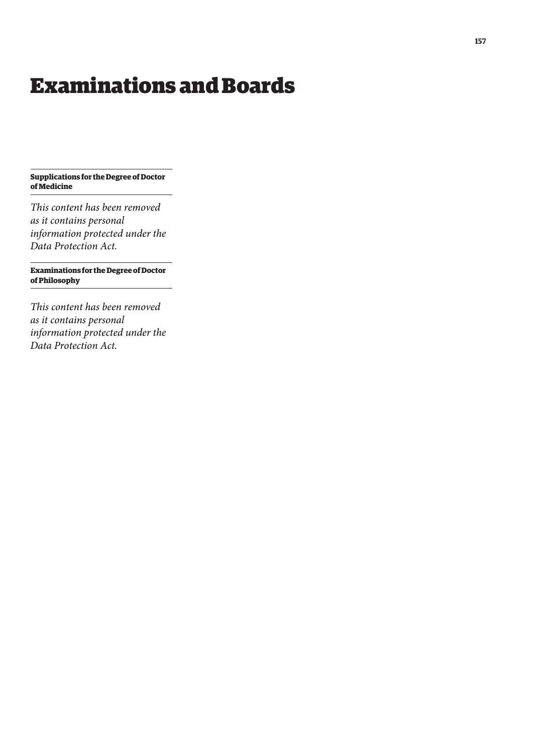# Examinations and Boards

### Supplications for the Degree of Doctor of Medicine

*This content has been removed as it contains personal information protected under the Data Protection Act.*

### Examinations for the Degree of Doctor of Philosophy

*This content has been removed as it contains personal information protected under the Data Protection Act.*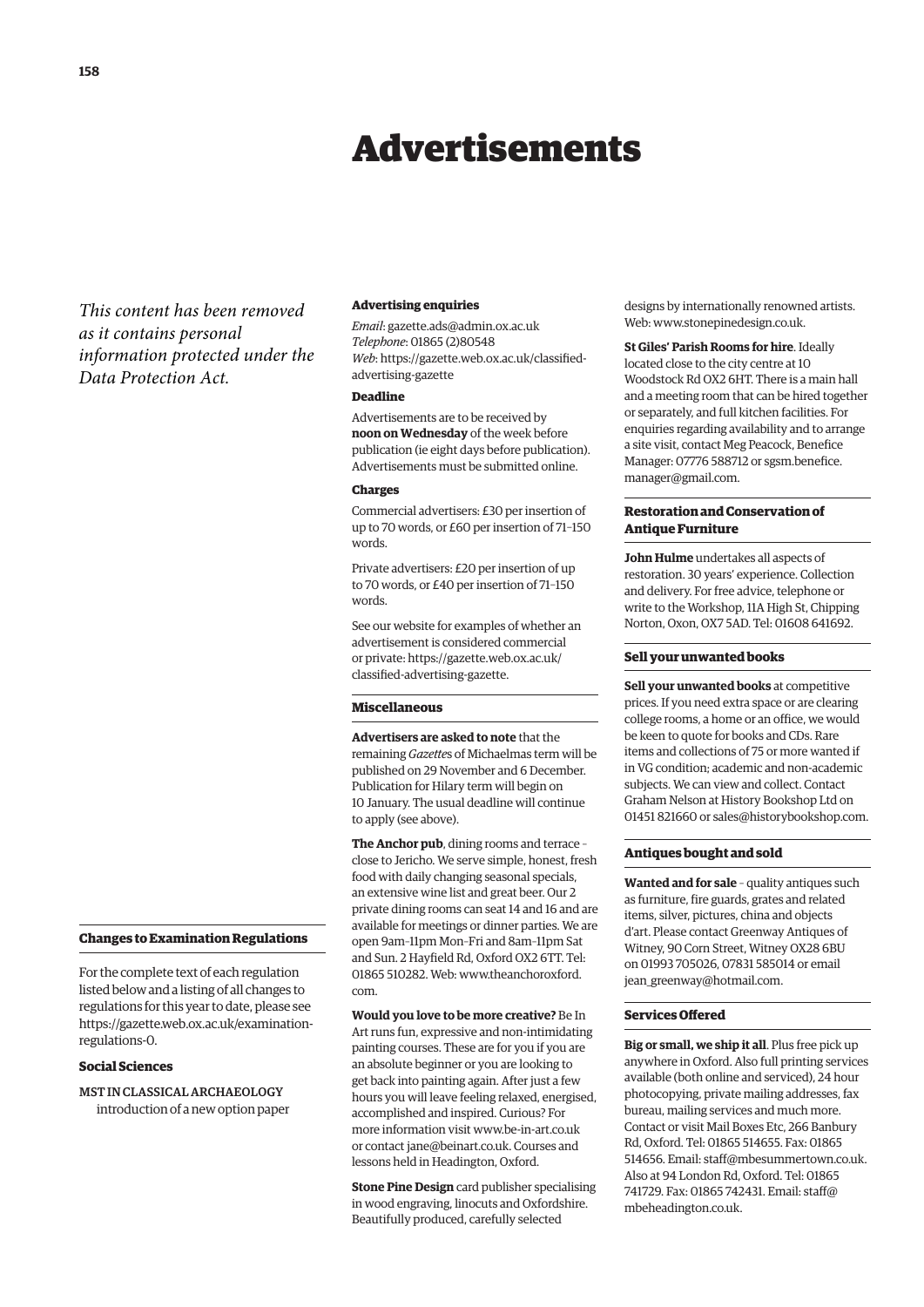# Advertisements

*This content has been removed as it contains personal information protected under the Data Protection Act.*

### Changes to Examination Regulations

For the complete text of each regulation listed below and a listing of all changes to regulations for this year to date, please see https://gazette.web.ox.ac.uk/examination-regulations-0.

#### Social Sciences

MST IN CLASSICAL ARCHAEOLOGY
introduction of a new option paper

### Advertising enquiries

*Email*: gazette.ads@admin.ox.ac.uk
*Telephone*: 01865 (2)80548
*Web*: https://gazette.web.ox.ac.uk/classified-advertising-gazette

#### Deadline

Advertisements are to be received by **noon on Wednesday** of the week before publication (ie eight days before publication). Advertisements must be submitted online.

#### Charges

Commercial advertisers: £30 per insertion of up to 70 words, or £60 per insertion of 71–150 words.

Private advertisers: £20 per insertion of up to 70 words, or £40 per insertion of 71–150 words.

See our website for examples of whether an advertisement is considered commercial or private: https://gazette.web.ox.ac.uk/classified-advertising-gazette.

### Miscellaneous

**Advertisers are asked to note** that the remaining *Gazette*s of Michaelmas term will be published on 29 November and 6 December. Publication for Hilary term will begin on 10 January. The usual deadline will continue to apply (see above).

**The Anchor pub**, dining rooms and terrace – close to Jericho. We serve simple, honest, fresh food with daily changing seasonal specials, an extensive wine list and great beer. Our 2 private dining rooms can seat 14 and 16 and are available for meetings or dinner parties. We are open 9am–11pm Mon–Fri and 8am–11pm Sat and Sun. 2 Hayfield Rd, Oxford OX2 6TT. Tel: 01865 510282. Web: www.theanchoroxford.com.

**Would you love to be more creative?** Be In Art runs fun, expressive and non-intimidating painting courses. These are for you if you are an absolute beginner or you are looking to get back into painting again. After just a few hours you will leave feeling relaxed, energised, accomplished and inspired. Curious? For more information visit www.be-in-art.co.uk or contact jane@beinart.co.uk. Courses and lessons held in Headington, Oxford.

**Stone Pine Design** card publisher specialising in wood engraving, linocuts and Oxfordshire. Beautifully produced, carefully selected designs by internationally renowned artists. Web: www.stonepinedesign.co.uk.

**St Giles' Parish Rooms for hire**. Ideally located close to the city centre at 10 Woodstock Rd OX2 6HT. There is a main hall and a meeting room that can be hired together or separately, and full kitchen facilities. For enquiries regarding availability and to arrange a site visit, contact Meg Peacock, Benefice Manager: 07776 588712 or sgsm.benefice.manager@gmail.com.

### Restoration and Conservation of Antique Furniture

**John Hulme** undertakes all aspects of restoration. 30 years' experience. Collection and delivery. For free advice, telephone or write to the Workshop, 11A High St, Chipping Norton, Oxon, OX7 5AD. Tel: 01608 641692.

### Sell your unwanted books

**Sell your unwanted books** at competitive prices. If you need extra space or are clearing college rooms, a home or an office, we would be keen to quote for books and CDs. Rare items and collections of 75 or more wanted if in VG condition; academic and non-academic subjects. We can view and collect. Contact Graham Nelson at History Bookshop Ltd on 01451 821660 or sales@historybookshop.com.

### Antiques bought and sold

**Wanted and for sale** – quality antiques such as furniture, fire guards, grates and related items, silver, pictures, china and objects d'art. Please contact Greenway Antiques of Witney, 90 Corn Street, Witney OX28 6BU on 01993 705026, 07831 585014 or email jean_greenway@hotmail.com.

### Services Offered

**Big or small, we ship it all**. Plus free pick up anywhere in Oxford. Also full printing services available (both online and serviced), 24 hour photocopying, private mailing addresses, fax bureau, mailing services and much more. Contact or visit Mail Boxes Etc, 266 Banbury Rd, Oxford. Tel: 01865 514655. Fax: 01865 514656. Email: staff@mbesummertown.co.uk. Also at 94 London Rd, Oxford. Tel: 01865 741729. Fax: 01865 742431. Email: staff@mbeheadington.co.uk.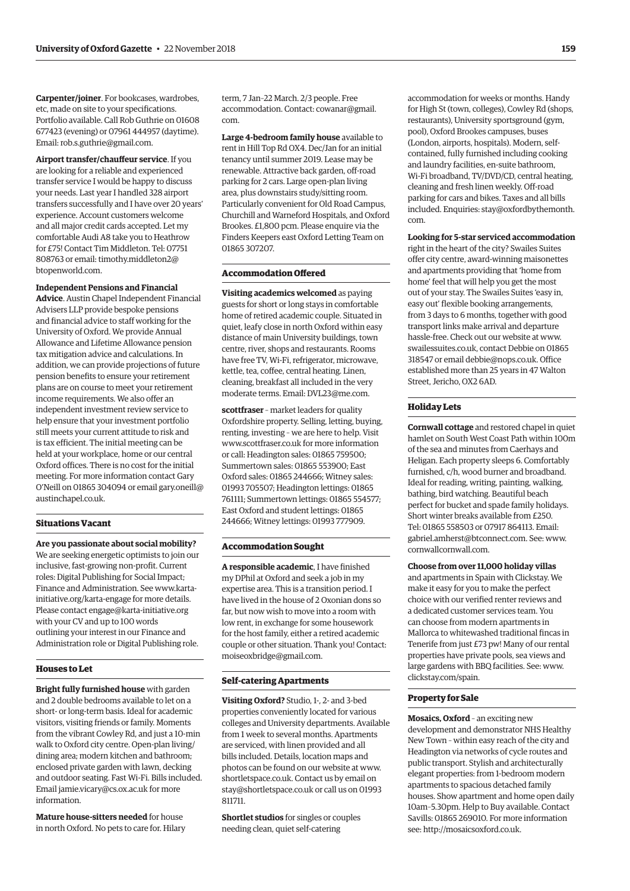**Carpenter/joiner**. For bookcases, wardrobes, etc, made on site to your specifications. Portfolio available. Call Rob Guthrie on 01608 677423 (evening) or 07961 444957 (daytime). Email: rob.s.guthrie@gmail.com.

**Airport transfer/chauffeur service**. If you are looking for a reliable and experienced transfer service I would be happy to discuss your needs. Last year I handled 328 airport transfers successfully and I have over 20 years' experience. Account customers welcome and all major credit cards accepted. Let my comfortable Audi A8 take you to Heathrow for £75! Contact Tim Middleton. Tel: 07751 808763 or email: timothy.middleton2@btopenworld.com.

**Independent Pensions and Financial Advice**. Austin Chapel Independent Financial Advisers LLP provide bespoke pensions and financial advice to staff working for the University of Oxford. We provide Annual Allowance and Lifetime Allowance pension tax mitigation advice and calculations. In addition, we can provide projections of future pension benefits to ensure your retirement plans are on course to meet your retirement income requirements. We also offer an independent investment review service to help ensure that your investment portfolio still meets your current attitude to risk and is tax efficient. The initial meeting can be held at your workplace, home or our central Oxford offices. There is no cost for the initial meeting. For more information contact Gary O'Neill on 01865 304094 or email gary.oneill@austinchapel.co.uk.

## Situations Vacant

**Are you passionate about social mobility?** We are seeking energetic optimists to join our inclusive, fast-growing non-profit. Current roles: Digital Publishing for Social Impact; Finance and Administration. See www.karta-initiative.org/karta-engage for more details. Please contact engage@karta-initiative.org with your CV and up to 100 words outlining your interest in our Finance and Administration role or Digital Publishing role.

## Houses to Let

**Bright fully furnished house** with garden and 2 double bedrooms available to let on a short- or long-term basis. Ideal for academic visitors, visiting friends or family. Moments from the vibrant Cowley Rd, and just a 10-min walk to Oxford city centre. Open-plan living/dining area; modern kitchen and bathroom; enclosed private garden with lawn, decking and outdoor seating. Fast Wi-Fi. Bills included. Email jamie.vicary@cs.ox.ac.uk for more information.

**Mature house-sitters needed** for house in north Oxford. No pets to care for. Hilary term, 7 Jan–22 March. 2/3 people. Free accommodation. Contact: cowanar@gmail.com.

**Large 4-bedroom family house** available to rent in Hill Top Rd OX4. Dec/Jan for an initial tenancy until summer 2019. Lease may be renewable. Attractive back garden, off-road parking for 2 cars. Large open-plan living area, plus downstairs study/sitting room. Particularly convenient for Old Road Campus, Churchill and Warneford Hospitals, and Oxford Brookes. £1,800 pcm. Please enquire via the Finders Keepers east Oxford Letting Team on 01865 307207.

## Accommodation Offered

**Visiting academics welcomed** as paying guests for short or long stays in comfortable home of retired academic couple. Situated in quiet, leafy close in north Oxford within easy distance of main University buildings, town centre, river, shops and restaurants. Rooms have free TV, Wi-Fi, refrigerator, microwave, kettle, tea, coffee, central heating. Linen, cleaning, breakfast all included in the very moderate terms. Email: DVL23@me.com.

**scottfraser** – market leaders for quality Oxfordshire property. Selling, letting, buying, renting, investing – we are here to help. Visit www.scottfraser.co.uk for more information or call: Headington sales: 01865 759500; Summertown sales: 01865 553900; East Oxford sales: 01865 244666; Witney sales: 01993 705507; Headington lettings: 01865 761111; Summertown lettings: 01865 554577; East Oxford and student lettings: 01865 244666; Witney lettings: 01993 777909.

## Accommodation Sought

**A responsible academic**, I have finished my DPhil at Oxford and seek a job in my expertise area. This is a transition period. I have lived in the house of 2 Oxonian dons so far, but now wish to move into a room with low rent, in exchange for some housework for the host family, either a retired academic couple or other situation. Thank you! Contact: moiseoxbridge@gmail.com.

## Self-catering Apartments

**Visiting Oxford?** Studio, 1-, 2- and 3-bed properties conveniently located for various colleges and University departments. Available from 1 week to several months. Apartments are serviced, with linen provided and all bills included. Details, location maps and photos can be found on our website at www.shortletspace.co.uk. Contact us by email on stay@shortletspace.co.uk or call us on 01993 811711.

**Shortlet studios** for singles or couples needing clean, quiet self-catering accommodation for weeks or months. Handy for High St (town, colleges), Cowley Rd (shops, restaurants), University sportsground (gym, pool), Oxford Brookes campuses, buses (London, airports, hospitals). Modern, self-contained, fully furnished including cooking and laundry facilities, en-suite bathroom, Wi-Fi broadband, TV/DVD/CD, central heating, cleaning and fresh linen weekly. Off-road parking for cars and bikes. Taxes and all bills included. Enquiries: stay@oxfordbythemonth.com.

**Looking for 5-star serviced accommodation** right in the heart of the city? Swailes Suites offer city centre, award-winning maisonettes and apartments providing that 'home from home' feel that will help you get the most out of your stay. The Swailes Suites 'easy in, easy out' flexible booking arrangements, from 3 days to 6 months, together with good transport links make arrival and departure hassle-free. Check out our website at www.swailessuites.co.uk, contact Debbie on 01865 318547 or email debbie@nops.co.uk. Office established more than 25 years in 47 Walton Street, Jericho, OX2 6AD.

## Holiday Lets

**Cornwall cottage** and restored chapel in quiet hamlet on South West Coast Path within 100m of the sea and minutes from Caerhays and Heligan. Each property sleeps 6. Comfortably furnished, c/h, wood burner and broadband. Ideal for reading, writing, painting, walking, bathing, bird watching. Beautiful beach perfect for bucket and spade family holidays. Short winter breaks available from £250. Tel: 01865 558503 or 07917 864113. Email: gabriel.amherst@btconnect.com. See: www.cornwallcornwall.com.

**Choose from over 11,000 holiday villas** and apartments in Spain with Clickstay. We make it easy for you to make the perfect choice with our verified renter reviews and a dedicated customer services team. You can choose from modern apartments in Mallorca to whitewashed traditional fincas in Tenerife from just £73 pw! Many of our rental properties have private pools, sea views and large gardens with BBQ facilities. See: www.clickstay.com/spain.

## Property for Sale

**Mosaics, Oxford** – an exciting new development and demonstrator NHS Healthy New Town – within easy reach of the city and Headington via networks of cycle routes and public transport. Stylish and architecturally elegant properties: from 1-bedroom modern apartments to spacious detached family houses. Show apartment and home open daily 10am–5.30pm. Help to Buy available. Contact Savills: 01865 269010. For more information see: http://mosaicsoxford.co.uk.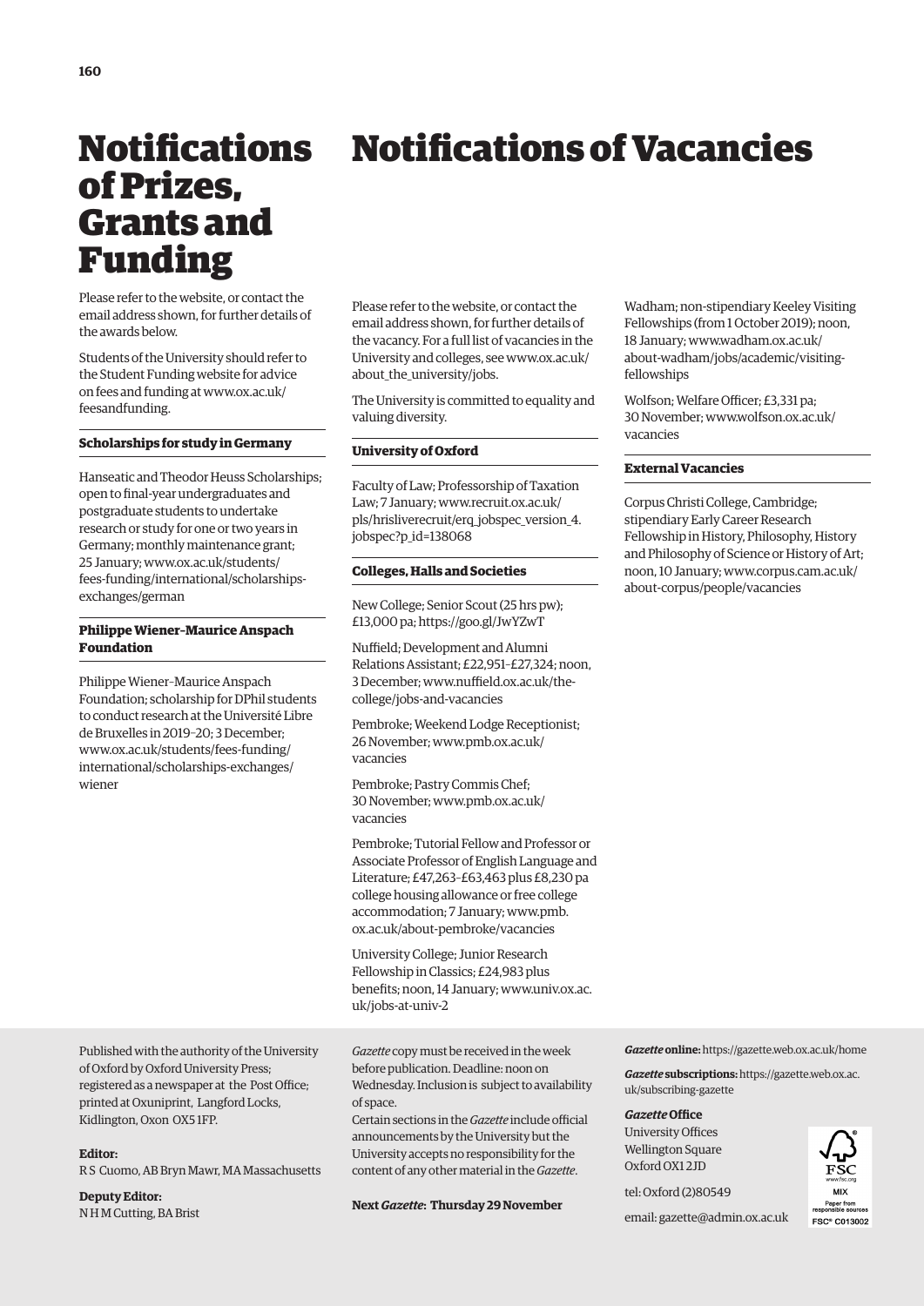# Notifications of Prizes, Grants and Funding

Please refer to the website, or contact the email address shown, for further details of the awards below.

Students of the University should refer to the Student Funding website for advice on fees and funding at www.ox.ac.uk/feesandfunding.

### Scholarships for study in Germany

Hanseatic and Theodor Heuss Scholarships; open to final-year undergraduates and postgraduate students to undertake research or study for one or two years in Germany; monthly maintenance grant; 25 January; www.ox.ac.uk/students/fees-funding/international/scholarships-exchanges/german

### Philippe Wiener–Maurice Anspach Foundation

Philippe Wiener–Maurice Anspach Foundation; scholarship for DPhil students to conduct research at the Université Libre de Bruxelles in 2019–20; 3 December; www.ox.ac.uk/students/fees-funding/international/scholarships-exchanges/wiener

# Notifications of Vacancies

Please refer to the website, or contact the email address shown, for further details of the vacancy. For a full list of vacancies in the University and colleges, see www.ox.ac.uk/about_the_university/jobs.

The University is committed to equality and valuing diversity.

### University of Oxford

Faculty of Law; Professorship of Taxation Law; 7 January; www.recruit.ox.ac.uk/pls/hrisliverecruit/erq_jobspec_version_4.jobspec?p_id=138068

### Colleges, Halls and Societies

New College; Senior Scout (25 hrs pw); £13,000 pa; https://goo.gl/JwYZwT

Nuffield; Development and Alumni Relations Assistant; £22,951–£27,324; noon, 3 December; www.nuffield.ox.ac.uk/the-college/jobs-and-vacancies

Pembroke; Weekend Lodge Receptionist; 26 November; www.pmb.ox.ac.uk/vacancies

Pembroke; Pastry Commis Chef; 30 November; www.pmb.ox.ac.uk/vacancies

Pembroke; Tutorial Fellow and Professor or Associate Professor of English Language and Literature; £47,263–£63,463 plus £8,230 pa college housing allowance or free college accommodation; 7 January; www.pmb.ox.ac.uk/about-pembroke/vacancies

University College; Junior Research Fellowship in Classics; £24,983 plus benefits; noon, 14 January; www.univ.ox.ac.uk/jobs-at-univ-2

Wadham; non-stipendiary Keeley Visiting Fellowships (from 1 October 2019); noon, 18 January; www.wadham.ox.ac.uk/about-wadham/jobs/academic/visiting-fellowships

Wolfson; Welfare Officer; £3,331 pa; 30 November; www.wolfson.ox.ac.uk/vacancies

### External Vacancies

Corpus Christi College, Cambridge; stipendiary Early Career Research Fellowship in History, Philosophy, History and Philosophy of Science or History of Art; noon, 10 January; www.corpus.cam.ac.uk/about-corpus/people/vacancies

---

Published with the authority of the University of Oxford by Oxford University Press; registered as a newspaper at the Post Office; printed at Oxuniprint, Langford Locks, Kidlington, Oxon OX5 1FP.

**Editor:**
R S Cuomo, AB Bryn Mawr, MA Massachusetts

**Deputy Editor:**
N H M Cutting, BA Brist

*Gazette* copy must be received in the week before publication. Deadline: noon on Wednesday. Inclusion is subject to availability of space.
Certain sections in the *Gazette* include official announcements by the University but the University accepts no responsibility for the content of any other material in the *Gazette*.

**Next *Gazette*: Thursday 29 November**

***Gazette* online:** https://gazette.web.ox.ac.uk/home

***Gazette* subscriptions:** https://gazette.web.ox.ac.uk/subscribing-gazette

***Gazette* Office**
University Offices
Wellington Square
Oxford OX1 2JD

tel: Oxford (2)80549

email: gazette@admin.ox.ac.uk

FSC www.fsc.org MIX Paper from responsible sources FSC® C013002